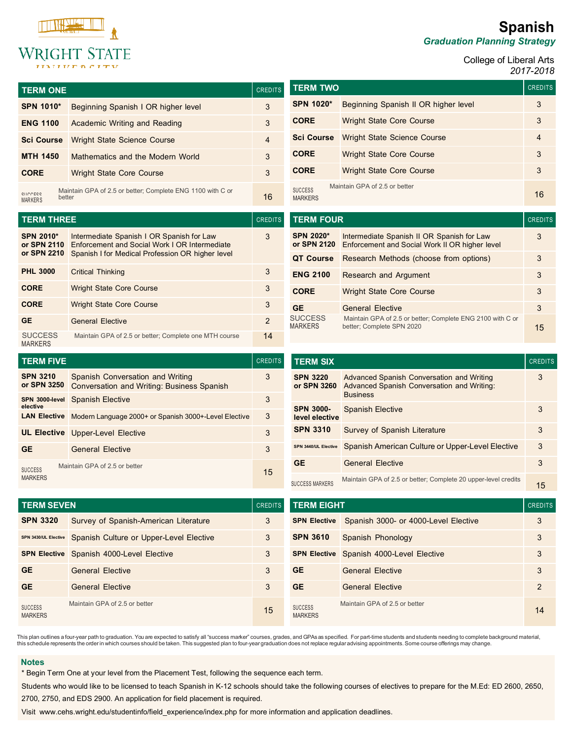# Spanish

***Graduation Planning Strategy***

College of Liberal Arts
*2017-2018*

| TERM ONE | | CREDITS |
|---|---|---|
| **SPN 1010*** | Beginning Spanish I OR higher level | 3 |
| **ENG 1100** | Academic Writing and Reading | 3 |
| **Sci Course** | Wright State Science Course | 4 |
| **MTH 1450** | Mathematics and the Modern World | 3 |
| **CORE** | Wright State Core Course | 3 |
| SUCCESS MARKERS | Maintain GPA of 2.5 or better; Complete ENG 1100 with C or better | 16 |

| TERM TWO | | CREDITS |
|---|---|---|
| **SPN 1020*** | Beginning Spanish II OR higher level | 3 |
| **CORE** | Wright State Core Course | 3 |
| **Sci Course** | Wright State Science Course | 4 |
| **CORE** | Wright State Core Course | 3 |
| **CORE** | Wright State Core Course | 3 |
| SUCCESS MARKERS | Maintain GPA of 2.5 or better | 16 |

| TERM THREE | | CREDITS |
|---|---|---|
| **SPN 2010* or SPN 2110 or SPN 2210** | Intermediate Spanish I OR Spanish for Law Enforcement and Social Work I OR Intermediate Spanish I for Medical Profession OR higher level | 3 |
| **PHL 3000** | Critical Thinking | 3 |
| **CORE** | Wright State Core Course | 3 |
| **CORE** | Wright State Core Course | 3 |
| **GE** | General Elective | 2 |
| SUCCESS MARKERS | Maintain GPA of 2.5 or better; Complete one MTH course | 14 |

| TERM FOUR | | CREDITS |
|---|---|---|
| **SPN 2020* or SPN 2120** | Intermediate Spanish II OR Spanish for Law Enforcement and Social Work II OR higher level | 3 |
| **QT Course** | Research Methods (choose from options) | 3 |
| **ENG 2100** | Research and Argument | 3 |
| **CORE** | Wright State Core Course | 3 |
| **GE** | General Elective | 3 |
| SUCCESS MARKERS | Maintain GPA of 2.5 or better; Complete ENG 2100 with C or better; Complete SPN 2020 | 15 |

| TERM FIVE | | CREDITS |
|---|---|---|
| **SPN 3210 or SPN 3250** | Spanish Conversation and Writing Conversation and Writing: Business Spanish | 3 |
| **SPN 3000-level elective** | Spanish Elective | 3 |
| **LAN Elective** | Modern Language 2000+ or Spanish 3000+-Level Elective | 3 |
| **UL Elective** | Upper-Level Elective | 3 |
| **GE** | General Elective | 3 |
| SUCCESS MARKERS | Maintain GPA of 2.5 or better | 15 |

| TERM SIX | | CREDITS |
|---|---|---|
| **SPN 3220 or SPN 3260** | Advanced Spanish Conversation and Writing Advanced Spanish Conversation and Writing: Business | 3 |
| **SPN 3000-level elective** | Spanish Elective | 3 |
| **SPN 3310** | Survey of Spanish Literature | 3 |
| **SPN 3440/UL Elective** | Spanish American Culture or Upper-Level Elective | 3 |
| **GE** | General Elective | 3 |
| SUCCESS MARKERS | Maintain GPA of 2.5 or better; Complete 20 upper-level credits | 15 |

| TERM SEVEN | | CREDITS |
|---|---|---|
| **SPN 3320** | Survey of Spanish-American Literature | 3 |
| **SPN 3430/UL Elective** | Spanish Culture or Upper-Level Elective | 3 |
| **SPN Elective** | Spanish 4000-Level Elective | 3 |
| **GE** | General Elective | 3 |
| **GE** | General Elective | 3 |
| SUCCESS MARKERS | Maintain GPA of 2.5 or better | 15 |

| TERM EIGHT | | CREDITS |
|---|---|---|
| **SPN Elective** | Spanish 3000- or 4000-Level Elective | 3 |
| **SPN 3610** | Spanish Phonology | 3 |
| **SPN Elective** | Spanish 4000-Level Elective | 3 |
| **GE** | General Elective | 3 |
| **GE** | General Elective | 2 |
| SUCCESS MARKERS | Maintain GPA of 2.5 or better | 14 |

This plan outlines a four-year path to graduation. You are expected to satisfy all "success marker" courses, grades, and GPAs as specified. For part-time students and students needing to complete background material, this schedule represents the order in which courses should be taken. This suggested plan to four-year graduation does not replace regular advising appointments. Some course offerings may change.

## Notes

* Begin Term One at your level from the Placement Test, following the sequence each term.

Students who would like to be licensed to teach Spanish in K-12 schools should take the following courses of electives to prepare for the M.Ed: ED 2600, 2650, 2700, 2750, and EDS 2900. An application for field placement is required.

Visit www.cehs.wright.edu/studentinfo/field_experience/index.php for more information and application deadlines.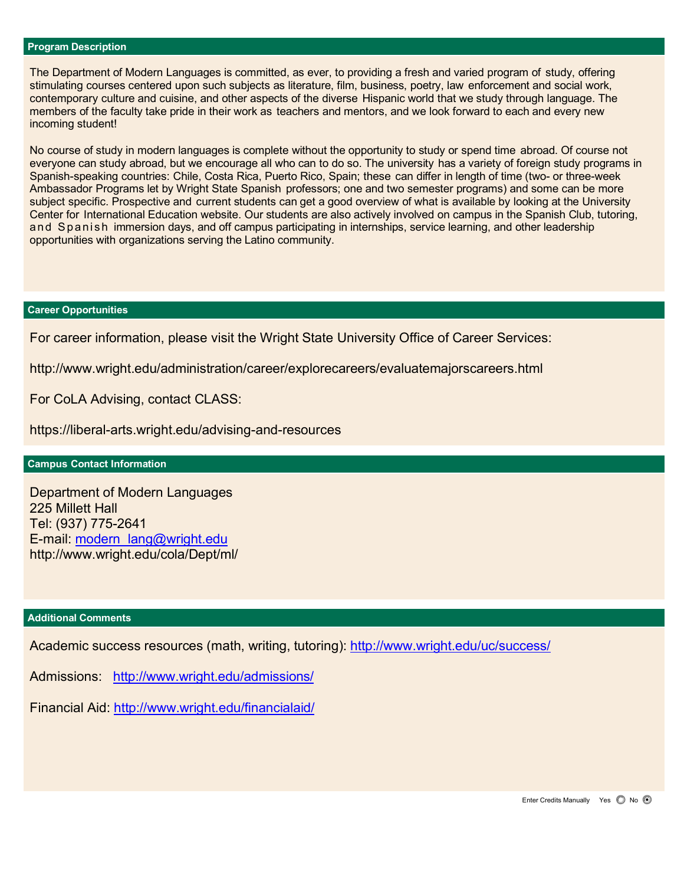## Program Description

The Department of Modern Languages is committed, as ever, to providing a fresh and varied program of study, offering stimulating courses centered upon such subjects as literature, film, business, poetry, law enforcement and social work, contemporary culture and cuisine, and other aspects of the diverse Hispanic world that we study through language. The members of the faculty take pride in their work as teachers and mentors, and we look forward to each and every new incoming student!

No course of study in modern languages is complete without the opportunity to study or spend time abroad. Of course not everyone can study abroad, but we encourage all who can to do so. The university has a variety of foreign study programs in Spanish-speaking countries: Chile, Costa Rica, Puerto Rico, Spain; these can differ in length of time (two- or three-week Ambassador Programs let by Wright State Spanish professors; one and two semester programs) and some can be more subject specific. Prospective and current students can get a good overview of what is available by looking at the University Center for International Education website. Our students are also actively involved on campus in the Spanish Club, tutoring, and Spanish immersion days, and off campus participating in internships, service learning, and other leadership opportunities with organizations serving the Latino community.

## Career Opportunities

For career information, please visit the Wright State University Office of Career Services:

http://www.wright.edu/administration/career/explorecareers/evaluatemajorscareers.html

For CoLA Advising, contact CLASS:

https://liberal-arts.wright.edu/advising-and-resources

## Campus Contact Information

Department of Modern Languages
225 Millett Hall
Tel: (937) 775-2641
E-mail: modern_lang@wright.edu
http://www.wright.edu/cola/Dept/ml/

## Additional Comments

Academic success resources (math, writing, tutoring): http://www.wright.edu/uc/success/

Admissions: http://www.wright.edu/admissions/

Financial Aid: http://www.wright.edu/financialaid/

Enter Credits Manually Yes ○ No ◉